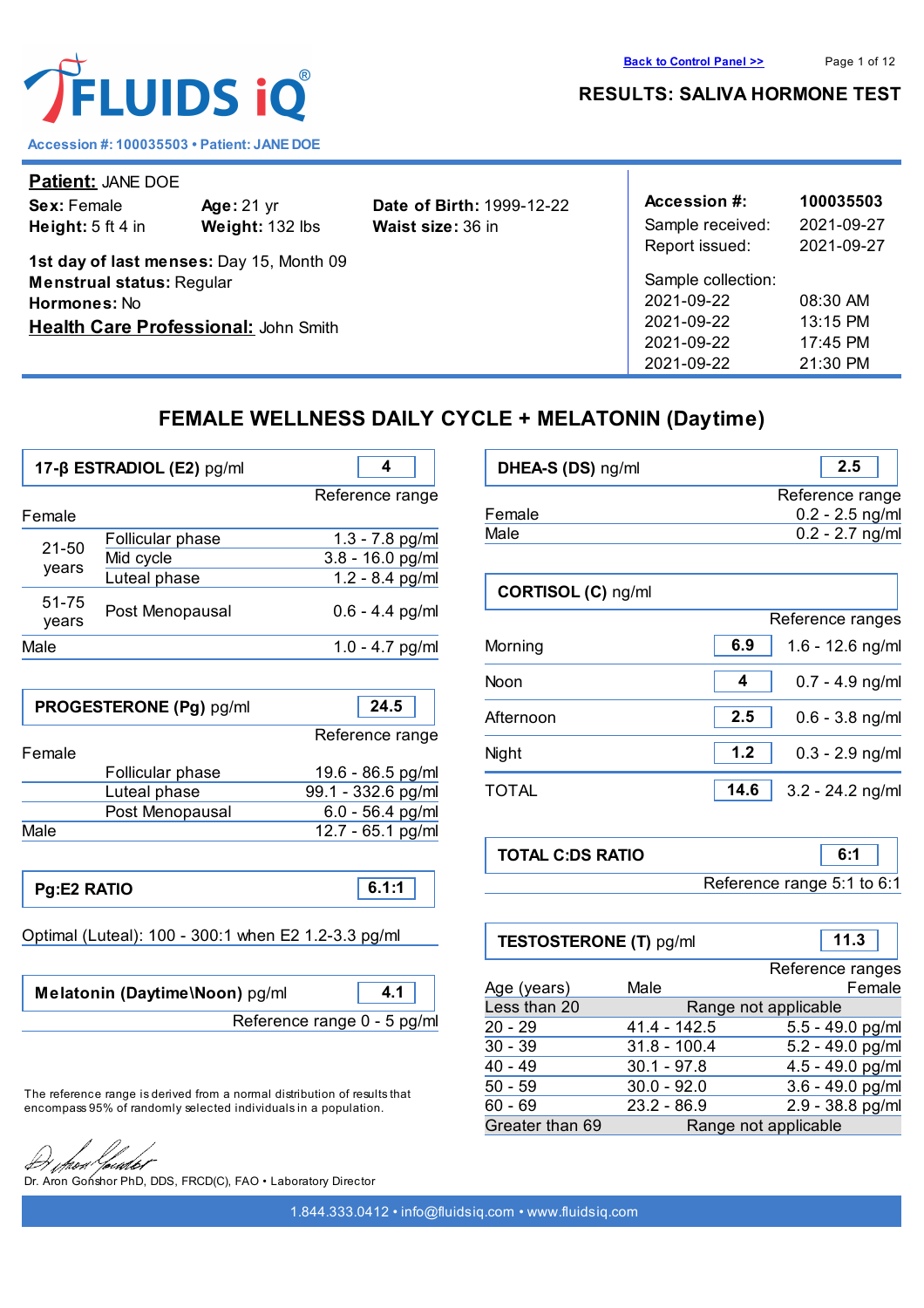**FLUIDS iQ®**

Accession #: 100035503 • Patient: JANE DOE

Back to Control Panel >>

# RESULTS: SALIVA HORMONE TEST

**Patient:** JANE DOE

**Sex:** Female **Age:** 21 yr **Date of Birth:** 1999-12-22
**Height:** 5 ft 4 in **Weight:** 132 lbs **Waist size:** 36 in

**1st day of last menses:** Day 15, Month 09
**Menstrual status:** Regular
**Hormones:** No
**Health Care Professional:** John Smith

| **Accession #:** | **100035503** |
|---|---|
| Sample received: | 2021-09-27 |
| Report issued: | 2021-09-27 |
| Sample collection: | |
| 2021-09-22 | 08:30 AM |
| 2021-09-22 | 13:15 PM |
| 2021-09-22 | 17:45 PM |
| 2021-09-22 | 21:30 PM |

## FEMALE WELLNESS DAILY CYCLE + MELATONIN (Daytime)

### 17-β ESTRADIOL (E2) pg/ml — 4

| | | Reference range |
|---|---|---|
| Female | | |
| 21-50 years | Follicular phase | 1.3 - 7.8 pg/ml |
| | Mid cycle | 3.8 - 16.0 pg/ml |
| | Luteal phase | 1.2 - 8.4 pg/ml |
| 51-75 years | Post Menopausal | 0.6 - 4.4 pg/ml |
| Male | | 1.0 - 4.7 pg/ml |

### PROGESTERONE (Pg) pg/ml — 24.5

| | | Reference range |
|---|---|---|
| Female | | |
| | Follicular phase | 19.6 - 86.5 pg/ml |
| | Luteal phase | 99.1 - 332.6 pg/ml |
| | Post Menopausal | 6.0 - 56.4 pg/ml |
| Male | | 12.7 - 65.1 pg/ml |

### Pg:E2 RATIO — 6.1:1

Optimal (Luteal): 100 - 300:1 when E2 1.2-3.3 pg/ml

### Melatonin (Daytime\Noon) pg/ml — 4.1

Reference range 0 - 5 pg/ml

### DHEA-S (DS) ng/ml — 2.5

| | Reference range |
|---|---|
| Female | 0.2 - 2.5 ng/ml |
| Male | 0.2 - 2.7 ng/ml |

### CORTISOL (C) ng/ml

| | Result | Reference ranges |
|---|---|---|
| Morning | 6.9 | 1.6 - 12.6 ng/ml |
| Noon | 4 | 0.7 - 4.9 ng/ml |
| Afternoon | 2.5 | 0.6 - 3.8 ng/ml |
| Night | 1.2 | 0.3 - 2.9 ng/ml |
| TOTAL | 14.6 | 3.2 - 24.2 ng/ml |

### TOTAL C:DS RATIO — 6:1

Reference range 5:1 to 6:1

### TESTOSTERONE (T) pg/ml — 11.3

Reference ranges

| Age (years) | Male | Female |
|---|---|---|
| Less than 20 | Range not applicable | |
| 20 - 29 | 41.4 - 142.5 | 5.5 - 49.0 pg/ml |
| 30 - 39 | 31.8 - 100.4 | 5.2 - 49.0 pg/ml |
| 40 - 49 | 30.1 - 97.8 | 4.5 - 49.0 pg/ml |
| 50 - 59 | 30.0 - 92.0 | 3.6 - 49.0 pg/ml |
| 60 - 69 | 23.2 - 86.9 | 2.9 - 38.8 pg/ml |
| Greater than 69 | Range not applicable | |

The reference range is derived from a normal distribution of results that encompass 95% of randomly selected individuals in a population.

Dr. Aron Gonshor PhD, DDS, FRCD(C), FAO • Laboratory Director

1.844.333.0412 • info@fluidsiq.com • www.fluidsiq.com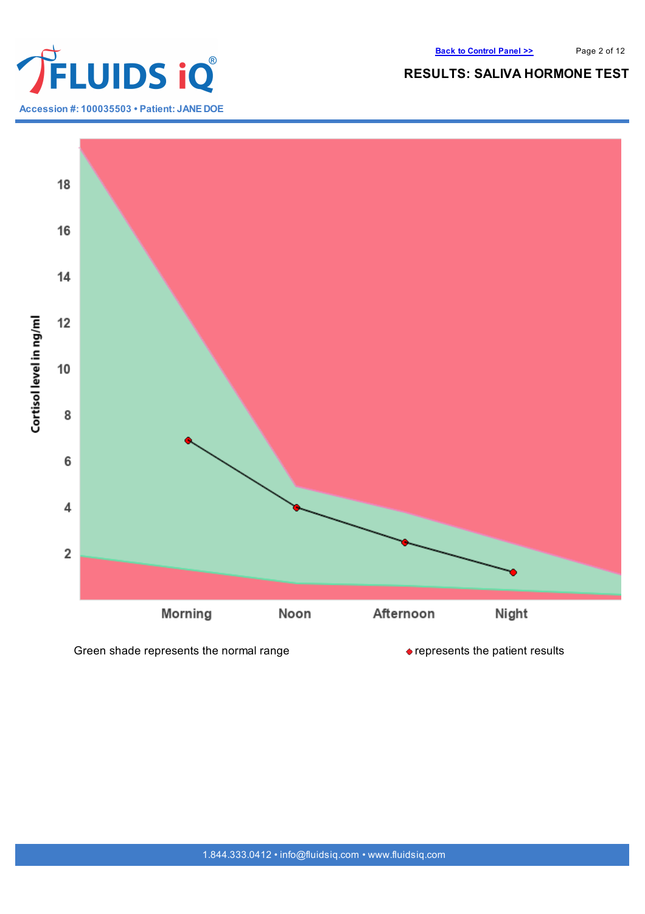**Back to Control Panel >>**

# RESULTS: SALIVA HORMONE TEST

Accession #: 100035503 • Patient: JANE DOE

Cortisol level in ng/ml

18
16
14
12
10
8
6
4
2

Morning Noon Afternoon Night

Green shade represents the normal range

◆ represents the patient results

1.844.333.0412 • info@fluidsiq.com • www.fluidsiq.com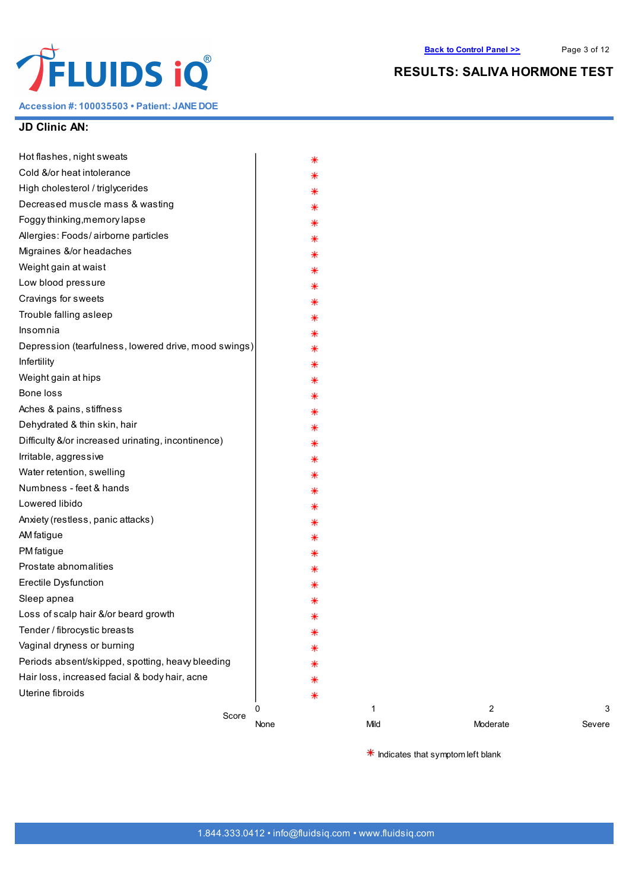**Accession #: 100035503 • Patient: JANE DOE**

## RESULTS: SALIVA HORMONE TEST

### JD Clinic AN:

| Symptom | Score |
|---|---|
| Hot flashes, night sweats | * |
| Cold &/or heat intolerance | * |
| High cholesterol / triglycerides | * |
| Decreased muscle mass & wasting | * |
| Foggy thinking,memory lapse | * |
| Allergies: Foods/ airborne particles | * |
| Migraines &/or headaches | * |
| Weight gain at waist | * |
| Low blood pressure | * |
| Cravings for sweets | * |
| Trouble falling asleep | * |
| Insomnia | * |
| Depression (tearfulness, lowered drive, mood swings) | * |
| Infertility | * |
| Weight gain at hips | * |
| Bone loss | * |
| Aches & pains, stiffness | * |
| Dehydrated & thin skin, hair | * |
| Difficulty &/or increased urinating, incontinence) | * |
| Irritable, aggressive | * |
| Water retention, swelling | * |
| Numbness - feet & hands | * |
| Lowered libido | * |
| Anxiety (restless, panic attacks) | * |
| AM fatigue | * |
| PM fatigue | * |
| Prostate abnomalities | * |
| Erectile Dysfunction | * |
| Sleep apnea | * |
| Loss of scalp hair &/or beard growth | * |
| Tender / fibrocystic breasts | * |
| Vaginal dryness or burning | * |
| Periods absent/skipped, spotting, heavy bleeding | * |
| Hair loss, increased facial & body hair, acne | * |
| Uterine fibroids | * |

Score: 0 None · 1 Mild · 2 Moderate · 3 Severe

* Indicates that symptom left blank

1.844.333.0412 • info@fluidsiq.com • www.fluidsiq.com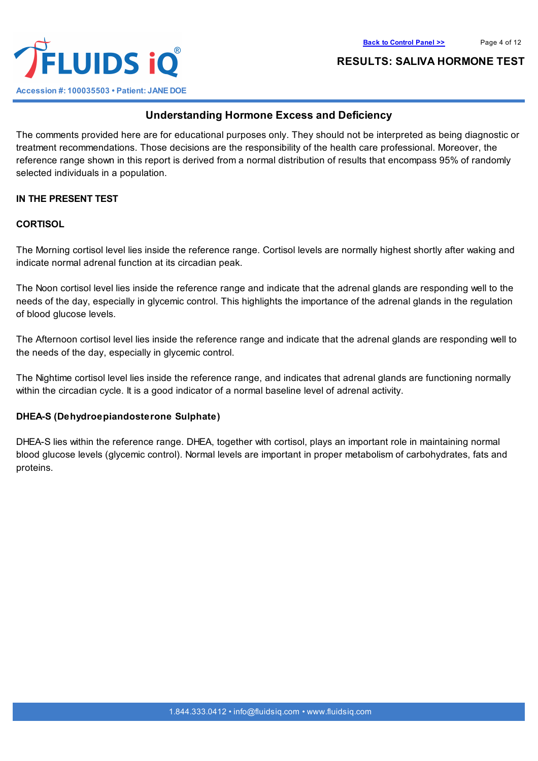## Understanding Hormone Excess and Deficiency

The comments provided here are for educational purposes only. They should not be interpreted as being diagnostic or treatment recommendations. Those decisions are the responsibility of the health care professional. Moreover, the reference range shown in this report is derived from a normal distribution of results that encompass 95% of randomly selected individuals in a population.

**IN THE PRESENT TEST**

**CORTISOL**

The Morning cortisol level lies inside the reference range. Cortisol levels are normally highest shortly after waking and indicate normal adrenal function at its circadian peak.

The Noon cortisol level lies inside the reference range and indicate that the adrenal glands are responding well to the needs of the day, especially in glycemic control. This highlights the importance of the adrenal glands in the regulation of blood glucose levels.

The Afternoon cortisol level lies inside the reference range and indicate that the adrenal glands are responding well to the needs of the day, especially in glycemic control.

The Nightime cortisol level lies inside the reference range, and indicates that adrenal glands are functioning normally within the circadian cycle. It is a good indicator of a normal baseline level of adrenal activity.

**DHEA-S (Dehydroepiandosterone Sulphate)**

DHEA-S lies within the reference range. DHEA, together with cortisol, plays an important role in maintaining normal blood glucose levels (glycemic control). Normal levels are important in proper metabolism of carbohydrates, fats and proteins.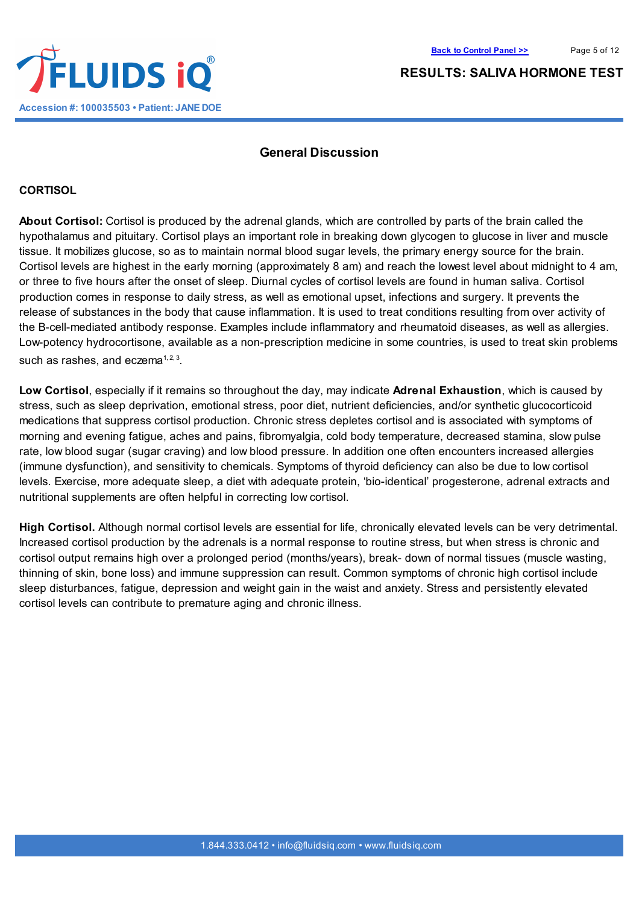## General Discussion

### CORTISOL

**About Cortisol:** Cortisol is produced by the adrenal glands, which are controlled by parts of the brain called the hypothalamus and pituitary. Cortisol plays an important role in breaking down glycogen to glucose in liver and muscle tissue. It mobilizes glucose, so as to maintain normal blood sugar levels, the primary energy source for the brain. Cortisol levels are highest in the early morning (approximately 8 am) and reach the lowest level about midnight to 4 am, or three to five hours after the onset of sleep. Diurnal cycles of cortisol levels are found in human saliva. Cortisol production comes in response to daily stress, as well as emotional upset, infections and surgery. It prevents the release of substances in the body that cause inflammation. It is used to treat conditions resulting from over activity of the B-cell-mediated antibody response. Examples include inflammatory and rheumatoid diseases, as well as allergies. Low-potency hydrocortisone, available as a non-prescription medicine in some countries, is used to treat skin problems such as rashes, and eczema[1, 2, 3].

**Low Cortisol**, especially if it remains so throughout the day, may indicate **Adrenal Exhaustion**, which is caused by stress, such as sleep deprivation, emotional stress, poor diet, nutrient deficiencies, and/or synthetic glucocorticoid medications that suppress cortisol production. Chronic stress depletes cortisol and is associated with symptoms of morning and evening fatigue, aches and pains, fibromyalgia, cold body temperature, decreased stamina, slow pulse rate, low blood sugar (sugar craving) and low blood pressure. In addition one often encounters increased allergies (immune dysfunction), and sensitivity to chemicals. Symptoms of thyroid deficiency can also be due to low cortisol levels. Exercise, more adequate sleep, a diet with adequate protein, 'bio-identical' progesterone, adrenal extracts and nutritional supplements are often helpful in correcting low cortisol.

**High Cortisol.** Although normal cortisol levels are essential for life, chronically elevated levels can be very detrimental. Increased cortisol production by the adrenals is a normal response to routine stress, but when stress is chronic and cortisol output remains high over a prolonged period (months/years), break- down of normal tissues (muscle wasting, thinning of skin, bone loss) and immune suppression can result. Common symptoms of chronic high cortisol include sleep disturbances, fatigue, depression and weight gain in the waist and anxiety. Stress and persistently elevated cortisol levels can contribute to premature aging and chronic illness.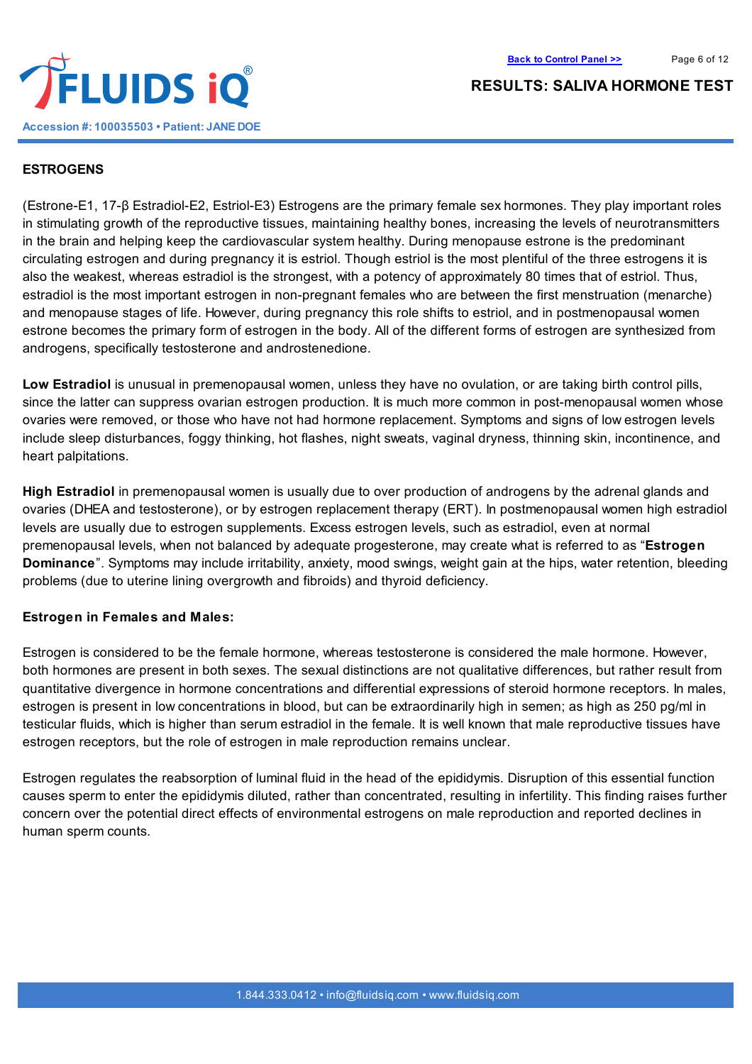## ESTROGENS

(Estrone-E1, 17-β Estradiol-E2, Estriol-E3) Estrogens are the primary female sex hormones. They play important roles in stimulating growth of the reproductive tissues, maintaining healthy bones, increasing the levels of neurotransmitters in the brain and helping keep the cardiovascular system healthy. During menopause estrone is the predominant circulating estrogen and during pregnancy it is estriol. Though estriol is the most plentiful of the three estrogens it is also the weakest, whereas estradiol is the strongest, with a potency of approximately 80 times that of estriol. Thus, estradiol is the most important estrogen in non-pregnant females who are between the first menstruation (menarche) and menopause stages of life. However, during pregnancy this role shifts to estriol, and in postmenopausal women estrone becomes the primary form of estrogen in the body. All of the different forms of estrogen are synthesized from androgens, specifically testosterone and androstenedione.

**Low Estradiol** is unusual in premenopausal women, unless they have no ovulation, or are taking birth control pills, since the latter can suppress ovarian estrogen production. It is much more common in post-menopausal women whose ovaries were removed, or those who have not had hormone replacement. Symptoms and signs of low estrogen levels include sleep disturbances, foggy thinking, hot flashes, night sweats, vaginal dryness, thinning skin, incontinence, and heart palpitations.

**High Estradiol** in premenopausal women is usually due to over production of androgens by the adrenal glands and ovaries (DHEA and testosterone), or by estrogen replacement therapy (ERT). In postmenopausal women high estradiol levels are usually due to estrogen supplements. Excess estrogen levels, such as estradiol, even at normal premenopausal levels, when not balanced by adequate progesterone, may create what is referred to as "**Estrogen Dominance**". Symptoms may include irritability, anxiety, mood swings, weight gain at the hips, water retention, bleeding problems (due to uterine lining overgrowth and fibroids) and thyroid deficiency.

**Estrogen in Females and Males:**

Estrogen is considered to be the female hormone, whereas testosterone is considered the male hormone. However, both hormones are present in both sexes. The sexual distinctions are not qualitative differences, but rather result from quantitative divergence in hormone concentrations and differential expressions of steroid hormone receptors. In males, estrogen is present in low concentrations in blood, but can be extraordinarily high in semen; as high as 250 pg/ml in testicular fluids, which is higher than serum estradiol in the female. It is well known that male reproductive tissues have estrogen receptors, but the role of estrogen in male reproduction remains unclear.

Estrogen regulates the reabsorption of luminal fluid in the head of the epididymis. Disruption of this essential function causes sperm to enter the epididymis diluted, rather than concentrated, resulting in infertility. This finding raises further concern over the potential direct effects of environmental estrogens on male reproduction and reported declines in human sperm counts.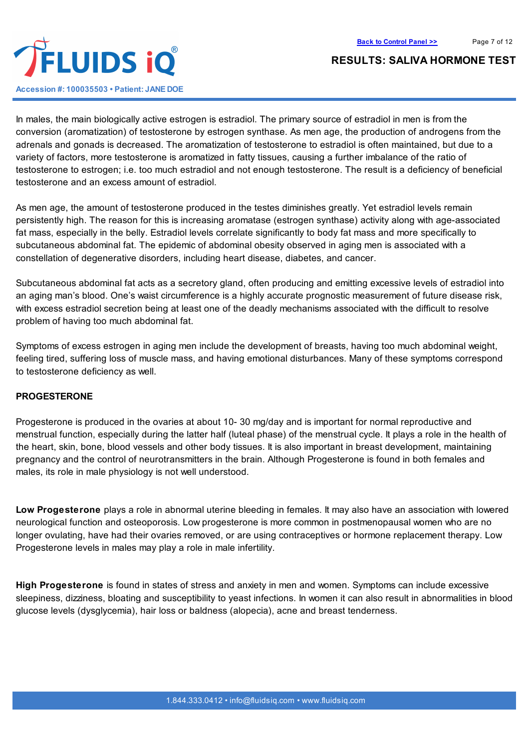In males, the main biologically active estrogen is estradiol. The primary source of estradiol in men is from the conversion (aromatization) of testosterone by estrogen synthase. As men age, the production of androgens from the adrenals and gonads is decreased. The aromatization of testosterone to estradiol is often maintained, but due to a variety of factors, more testosterone is aromatized in fatty tissues, causing a further imbalance of the ratio of testosterone to estrogen; i.e. too much estradiol and not enough testosterone. The result is a deficiency of beneficial testosterone and an excess amount of estradiol.

As men age, the amount of testosterone produced in the testes diminishes greatly. Yet estradiol levels remain persistently high. The reason for this is increasing aromatase (estrogen synthase) activity along with age-associated fat mass, especially in the belly. Estradiol levels correlate significantly to body fat mass and more specifically to subcutaneous abdominal fat. The epidemic of abdominal obesity observed in aging men is associated with a constellation of degenerative disorders, including heart disease, diabetes, and cancer.

Subcutaneous abdominal fat acts as a secretory gland, often producing and emitting excessive levels of estradiol into an aging man's blood. One's waist circumference is a highly accurate prognostic measurement of future disease risk, with excess estradiol secretion being at least one of the deadly mechanisms associated with the difficult to resolve problem of having too much abdominal fat.

Symptoms of excess estrogen in aging men include the development of breasts, having too much abdominal weight, feeling tired, suffering loss of muscle mass, and having emotional disturbances. Many of these symptoms correspond to testosterone deficiency as well.

**PROGESTERONE**

Progesterone is produced in the ovaries at about 10- 30 mg/day and is important for normal reproductive and menstrual function, especially during the latter half (luteal phase) of the menstrual cycle. It plays a role in the health of the heart, skin, bone, blood vessels and other body tissues. It is also important in breast development, maintaining pregnancy and the control of neurotransmitters in the brain. Although Progesterone is found in both females and males, its role in male physiology is not well understood.

**Low Progesterone** plays a role in abnormal uterine bleeding in females. It may also have an association with lowered neurological function and osteoporosis. Low progesterone is more common in postmenopausal women who are no longer ovulating, have had their ovaries removed, or are using contraceptives or hormone replacement therapy. Low Progesterone levels in males may play a role in male infertility.

**High Progesterone** is found in states of stress and anxiety in men and women. Symptoms can include excessive sleepiness, dizziness, bloating and susceptibility to yeast infections. In women it can also result in abnormalities in blood glucose levels (dysglycemia), hair loss or baldness (alopecia), acne and breast tenderness.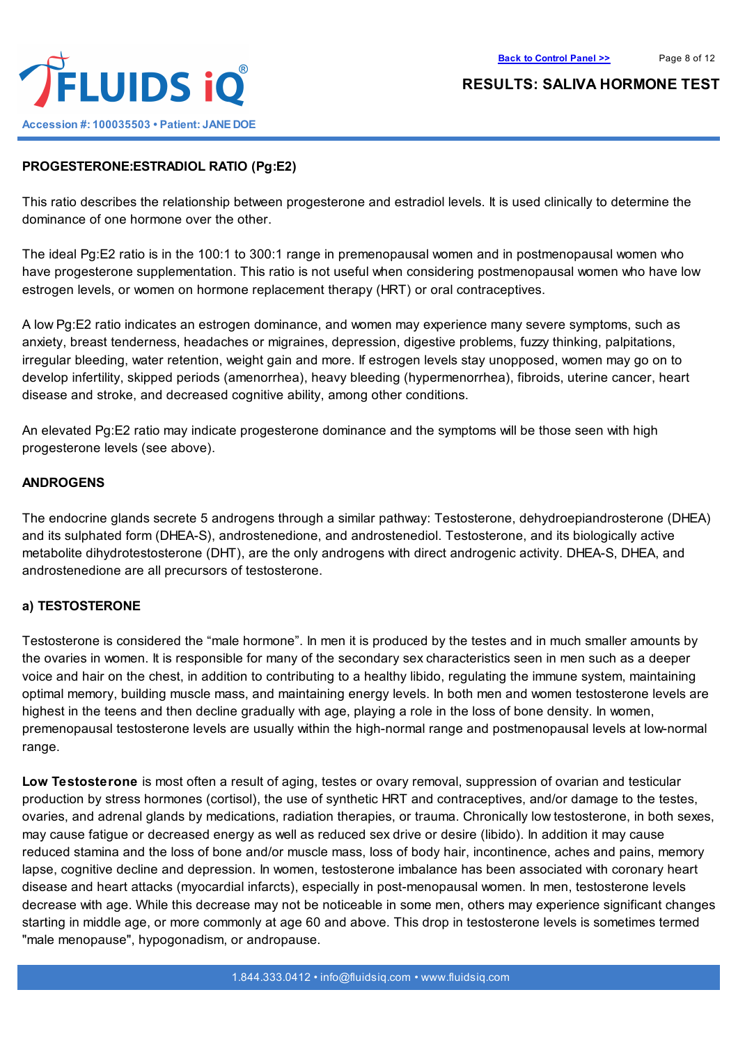## PROGESTERONE:ESTRADIOL RATIO (Pg:E2)

This ratio describes the relationship between progesterone and estradiol levels. It is used clinically to determine the dominance of one hormone over the other.

The ideal Pg:E2 ratio is in the 100:1 to 300:1 range in premenopausal women and in postmenopausal women who have progesterone supplementation. This ratio is not useful when considering postmenopausal women who have low estrogen levels, or women on hormone replacement therapy (HRT) or oral contraceptives.

A low Pg:E2 ratio indicates an estrogen dominance, and women may experience many severe symptoms, such as anxiety, breast tenderness, headaches or migraines, depression, digestive problems, fuzzy thinking, palpitations, irregular bleeding, water retention, weight gain and more. If estrogen levels stay unopposed, women may go on to develop infertility, skipped periods (amenorrhea), heavy bleeding (hypermenorrhea), fibroids, uterine cancer, heart disease and stroke, and decreased cognitive ability, among other conditions.

An elevated Pg:E2 ratio may indicate progesterone dominance and the symptoms will be those seen with high progesterone levels (see above).

## ANDROGENS

The endocrine glands secrete 5 androgens through a similar pathway: Testosterone, dehydroepiandrosterone (DHEA) and its sulphated form (DHEA-S), androstenedione, and androstenediol. Testosterone, and its biologically active metabolite dihydrotestosterone (DHT), are the only androgens with direct androgenic activity. DHEA-S, DHEA, and androstenedione are all precursors of testosterone.

### a) TESTOSTERONE

Testosterone is considered the “male hormone”. In men it is produced by the testes and in much smaller amounts by the ovaries in women. It is responsible for many of the secondary sex characteristics seen in men such as a deeper voice and hair on the chest, in addition to contributing to a healthy libido, regulating the immune system, maintaining optimal memory, building muscle mass, and maintaining energy levels. In both men and women testosterone levels are highest in the teens and then decline gradually with age, playing a role in the loss of bone density. In women, premenopausal testosterone levels are usually within the high-normal range and postmenopausal levels at low-normal range.

**Low Testosterone** is most often a result of aging, testes or ovary removal, suppression of ovarian and testicular production by stress hormones (cortisol), the use of synthetic HRT and contraceptives, and/or damage to the testes, ovaries, and adrenal glands by medications, radiation therapies, or trauma. Chronically low testosterone, in both sexes, may cause fatigue or decreased energy as well as reduced sex drive or desire (libido). In addition it may cause reduced stamina and the loss of bone and/or muscle mass, loss of body hair, incontinence, aches and pains, memory lapse, cognitive decline and depression. In women, testosterone imbalance has been associated with coronary heart disease and heart attacks (myocardial infarcts), especially in post-menopausal women. In men, testosterone levels decrease with age. While this decrease may not be noticeable in some men, others may experience significant changes starting in middle age, or more commonly at age 60 and above. This drop in testosterone levels is sometimes termed "male menopause", hypogonadism, or andropause.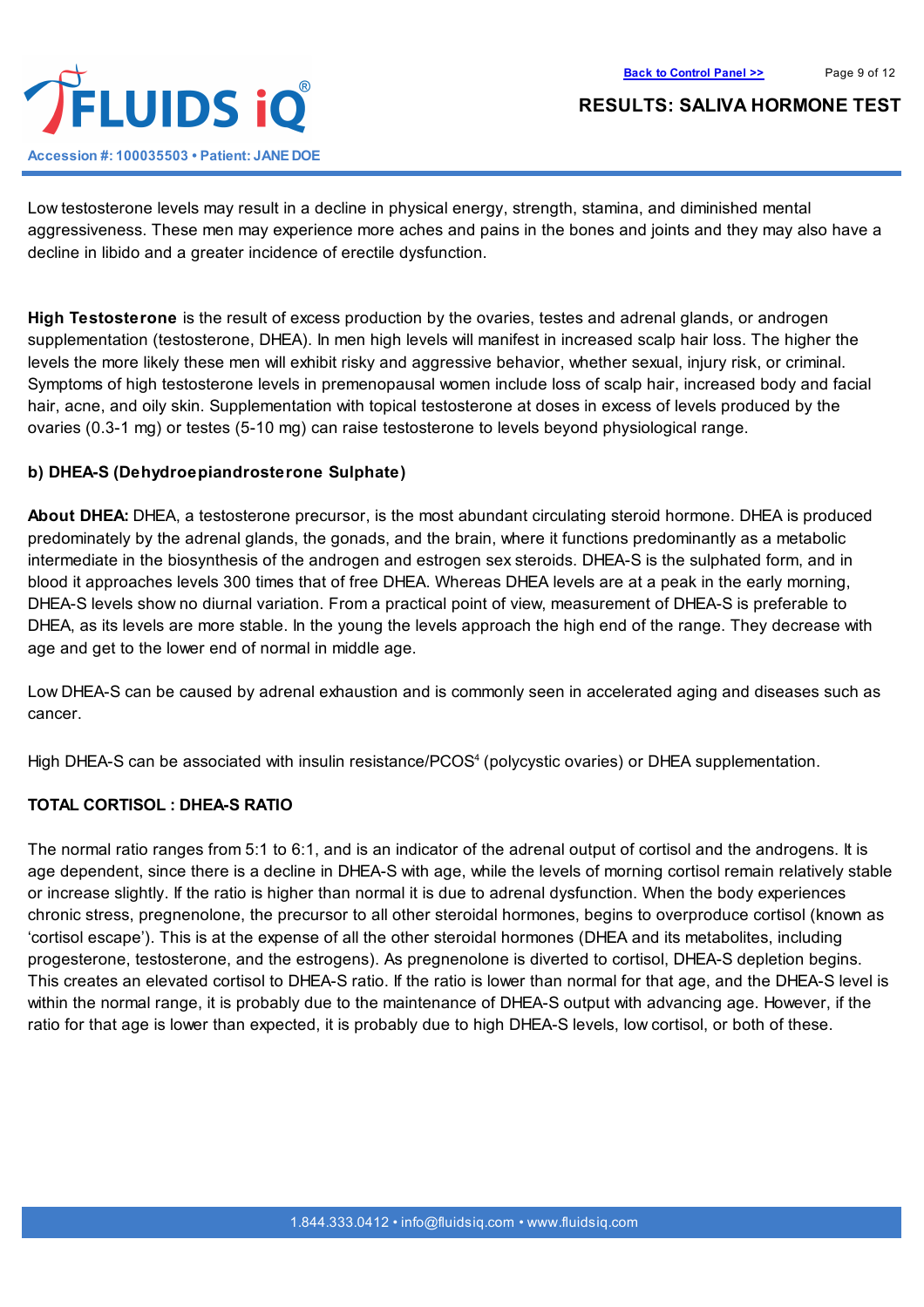Low testosterone levels may result in a decline in physical energy, strength, stamina, and diminished mental aggressiveness. These men may experience more aches and pains in the bones and joints and they may also have a decline in libido and a greater incidence of erectile dysfunction.

**High Testosterone** is the result of excess production by the ovaries, testes and adrenal glands, or androgen supplementation (testosterone, DHEA). In men high levels will manifest in increased scalp hair loss. The higher the levels the more likely these men will exhibit risky and aggressive behavior, whether sexual, injury risk, or criminal. Symptoms of high testosterone levels in premenopausal women include loss of scalp hair, increased body and facial hair, acne, and oily skin. Supplementation with topical testosterone at doses in excess of levels produced by the ovaries (0.3-1 mg) or testes (5-10 mg) can raise testosterone to levels beyond physiological range.

**b) DHEA-S (Dehydroepiandrosterone Sulphate)**

**About DHEA:** DHEA, a testosterone precursor, is the most abundant circulating steroid hormone. DHEA is produced predominately by the adrenal glands, the gonads, and the brain, where it functions predominantly as a metabolic intermediate in the biosynthesis of the androgen and estrogen sex steroids. DHEA-S is the sulphated form, and in blood it approaches levels 300 times that of free DHEA. Whereas DHEA levels are at a peak in the early morning, DHEA-S levels show no diurnal variation. From a practical point of view, measurement of DHEA-S is preferable to DHEA, as its levels are more stable. In the young the levels approach the high end of the range. They decrease with age and get to the lower end of normal in middle age.

Low DHEA-S can be caused by adrenal exhaustion and is commonly seen in accelerated aging and diseases such as cancer.

High DHEA-S can be associated with insulin resistance/PCOS[4] (polycystic ovaries) or DHEA supplementation.

**TOTAL CORTISOL : DHEA-S RATIO**

The normal ratio ranges from 5:1 to 6:1, and is an indicator of the adrenal output of cortisol and the androgens. It is age dependent, since there is a decline in DHEA-S with age, while the levels of morning cortisol remain relatively stable or increase slightly. If the ratio is higher than normal it is due to adrenal dysfunction. When the body experiences chronic stress, pregnenolone, the precursor to all other steroidal hormones, begins to overproduce cortisol (known as 'cortisol escape'). This is at the expense of all the other steroidal hormones (DHEA and its metabolites, including progesterone, testosterone, and the estrogens). As pregnenolone is diverted to cortisol, DHEA-S depletion begins. This creates an elevated cortisol to DHEA-S ratio. If the ratio is lower than normal for that age, and the DHEA-S level is within the normal range, it is probably due to the maintenance of DHEA-S output with advancing age. However, if the ratio for that age is lower than expected, it is probably due to high DHEA-S levels, low cortisol, or both of these.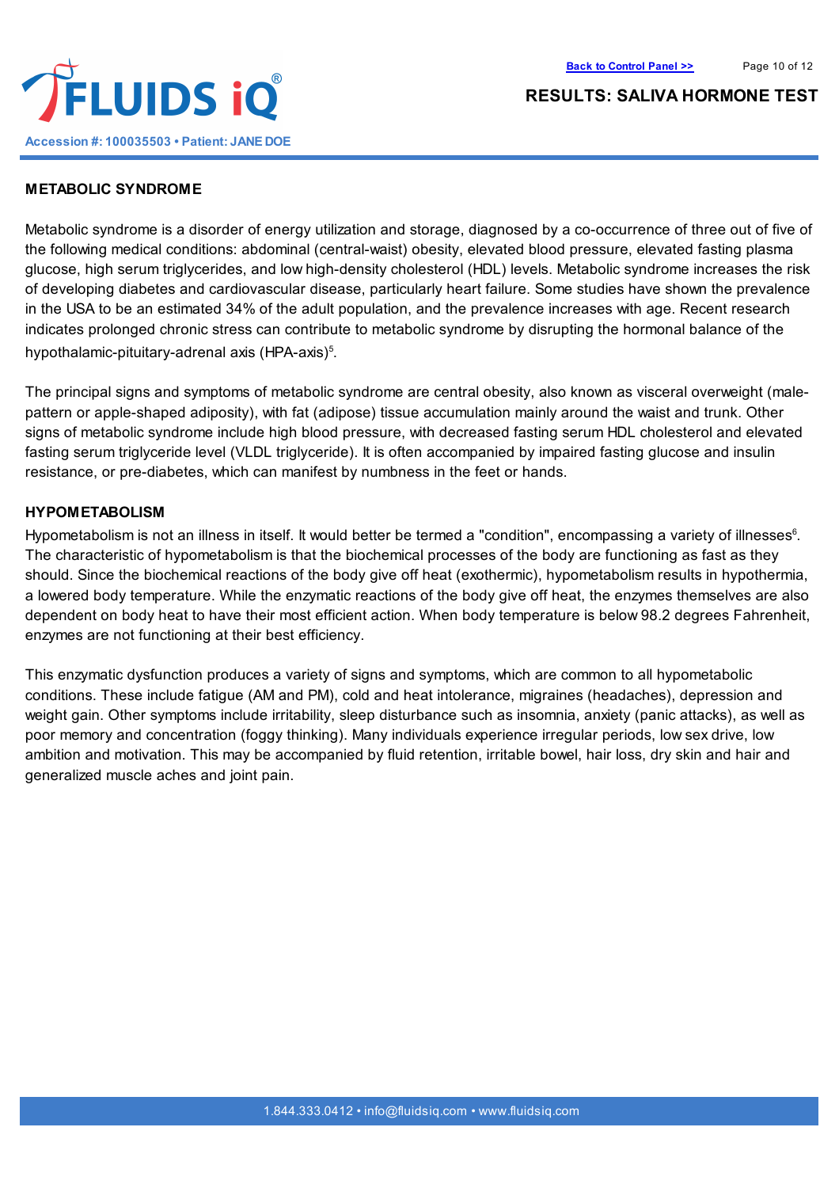## METABOLIC SYNDROME

Metabolic syndrome is a disorder of energy utilization and storage, diagnosed by a co-occurrence of three out of five of the following medical conditions: abdominal (central-waist) obesity, elevated blood pressure, elevated fasting plasma glucose, high serum triglycerides, and low high-density cholesterol (HDL) levels. Metabolic syndrome increases the risk of developing diabetes and cardiovascular disease, particularly heart failure. Some studies have shown the prevalence in the USA to be an estimated 34% of the adult population, and the prevalence increases with age. Recent research indicates prolonged chronic stress can contribute to metabolic syndrome by disrupting the hormonal balance of the hypothalamic-pituitary-adrenal axis (HPA-axis)[5].

The principal signs and symptoms of metabolic syndrome are central obesity, also known as visceral overweight (male-pattern or apple-shaped adiposity), with fat (adipose) tissue accumulation mainly around the waist and trunk. Other signs of metabolic syndrome include high blood pressure, with decreased fasting serum HDL cholesterol and elevated fasting serum triglyceride level (VLDL triglyceride). It is often accompanied by impaired fasting glucose and insulin resistance, or pre-diabetes, which can manifest by numbness in the feet or hands.

## HYPOMETABOLISM

Hypometabolism is not an illness in itself. It would better be termed a "condition", encompassing a variety of illnesses[6]. The characteristic of hypometabolism is that the biochemical processes of the body are functioning as fast as they should. Since the biochemical reactions of the body give off heat (exothermic), hypometabolism results in hypothermia, a lowered body temperature. While the enzymatic reactions of the body give off heat, the enzymes themselves are also dependent on body heat to have their most efficient action. When body temperature is below 98.2 degrees Fahrenheit, enzymes are not functioning at their best efficiency.

This enzymatic dysfunction produces a variety of signs and symptoms, which are common to all hypometabolic conditions. These include fatigue (AM and PM), cold and heat intolerance, migraines (headaches), depression and weight gain. Other symptoms include irritability, sleep disturbance such as insomnia, anxiety (panic attacks), as well as poor memory and concentration (foggy thinking). Many individuals experience irregular periods, low sex drive, low ambition and motivation. This may be accompanied by fluid retention, irritable bowel, hair loss, dry skin and hair and generalized muscle aches and joint pain.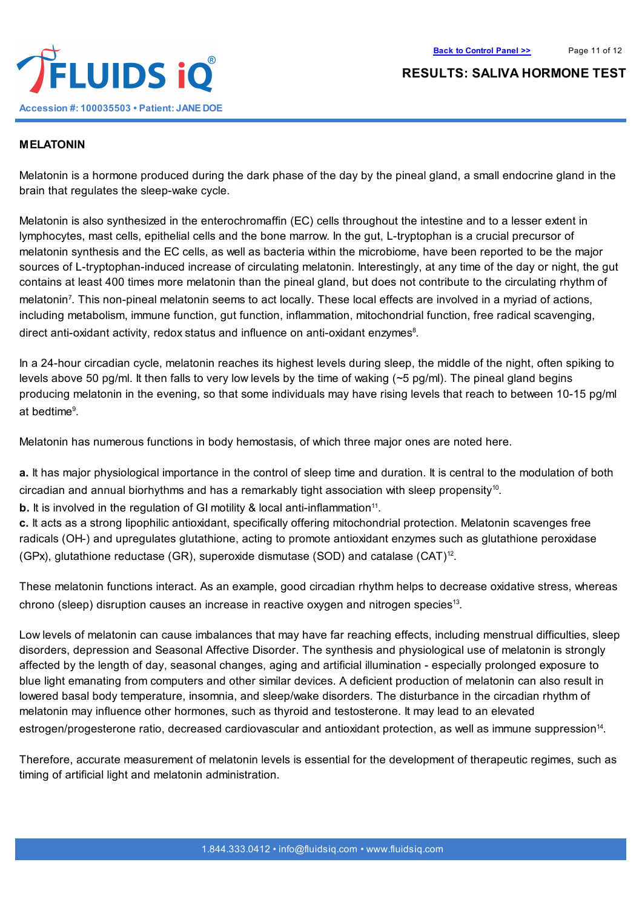## MELATONIN

Melatonin is a hormone produced during the dark phase of the day by the pineal gland, a small endocrine gland in the brain that regulates the sleep-wake cycle.

Melatonin is also synthesized in the enterochromaffin (EC) cells throughout the intestine and to a lesser extent in lymphocytes, mast cells, epithelial cells and the bone marrow. In the gut, L-tryptophan is a crucial precursor of melatonin synthesis and the EC cells, as well as bacteria within the microbiome, have been reported to be the major sources of L-tryptophan-induced increase of circulating melatonin. Interestingly, at any time of the day or night, the gut contains at least 400 times more melatonin than the pineal gland, but does not contribute to the circulating rhythm of melatonin[7]. This non-pineal melatonin seems to act locally. These local effects are involved in a myriad of actions, including metabolism, immune function, gut function, inflammation, mitochondrial function, free radical scavenging, direct anti-oxidant activity, redox status and influence on anti-oxidant enzymes[8].

In a 24-hour circadian cycle, melatonin reaches its highest levels during sleep, the middle of the night, often spiking to levels above 50 pg/ml. It then falls to very low levels by the time of waking (~5 pg/ml). The pineal gland begins producing melatonin in the evening, so that some individuals may have rising levels that reach to between 10-15 pg/ml at bedtime[9].

Melatonin has numerous functions in body hemostasis, of which three major ones are noted here.

**a.** It has major physiological importance in the control of sleep time and duration. It is central to the modulation of both circadian and annual biorhythms and has a remarkably tight association with sleep propensity[10].
**b.** It is involved in the regulation of GI motility & local anti-inflammation[11].
**c.** It acts as a strong lipophilic antioxidant, specifically offering mitochondrial protection. Melatonin scavenges free radicals (OH-) and upregulates glutathione, acting to promote antioxidant enzymes such as glutathione peroxidase (GPx), glutathione reductase (GR), superoxide dismutase (SOD) and catalase (CAT)[12].

These melatonin functions interact. As an example, good circadian rhythm helps to decrease oxidative stress, whereas chrono (sleep) disruption causes an increase in reactive oxygen and nitrogen species[13].

Low levels of melatonin can cause imbalances that may have far reaching effects, including menstrual difficulties, sleep disorders, depression and Seasonal Affective Disorder. The synthesis and physiological use of melatonin is strongly affected by the length of day, seasonal changes, aging and artificial illumination - especially prolonged exposure to blue light emanating from computers and other similar devices. A deficient production of melatonin can also result in lowered basal body temperature, insomnia, and sleep/wake disorders. The disturbance in the circadian rhythm of melatonin may influence other hormones, such as thyroid and testosterone. It may lead to an elevated estrogen/progesterone ratio, decreased cardiovascular and antioxidant protection, as well as immune suppression[14].

Therefore, accurate measurement of melatonin levels is essential for the development of therapeutic regimes, such as timing of artificial light and melatonin administration.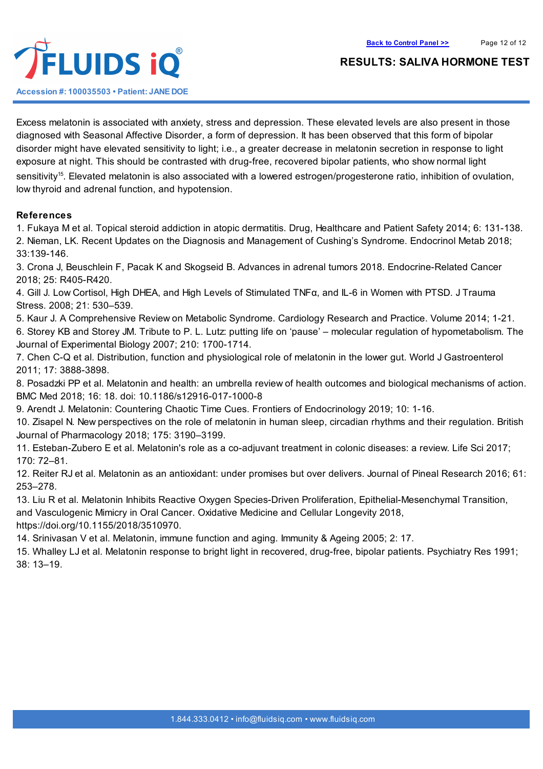Excess melatonin is associated with anxiety, stress and depression. These elevated levels are also present in those diagnosed with Seasonal Affective Disorder, a form of depression. It has been observed that this form of bipolar disorder might have elevated sensitivity to light; i.e., a greater decrease in melatonin secretion in response to light exposure at night. This should be contrasted with drug-free, recovered bipolar patients, who show normal light sensitivity[15]. Elevated melatonin is also associated with a lowered estrogen/progesterone ratio, inhibition of ovulation, low thyroid and adrenal function, and hypotension.

**References**

1. Fukaya M et al. Topical steroid addiction in atopic dermatitis. Drug, Healthcare and Patient Safety 2014; 6: 131-138.
2. Nieman, LK. Recent Updates on the Diagnosis and Management of Cushing's Syndrome. Endocrinol Metab 2018; 33:139-146.
3. Crona J, Beuschlein F, Pacak K and Skogseid B. Advances in adrenal tumors 2018. Endocrine-Related Cancer 2018; 25: R405-R420.
4. Gill J. Low Cortisol, High DHEA, and High Levels of Stimulated TNFα, and IL-6 in Women with PTSD. J Trauma Stress. 2008; 21: 530–539.
5. Kaur J. A Comprehensive Review on Metabolic Syndrome. Cardiology Research and Practice. Volume 2014; 1-21.
6. Storey KB and Storey JM. Tribute to P. L. Lutz: putting life on 'pause' – molecular regulation of hypometabolism. The Journal of Experimental Biology 2007; 210: 1700-1714.
7. Chen C-Q et al. Distribution, function and physiological role of melatonin in the lower gut. World J Gastroenterol 2011; 17: 3888-3898.
8. Posadzki PP et al. Melatonin and health: an umbrella review of health outcomes and biological mechanisms of action. BMC Med 2018; 16: 18. doi: 10.1186/s12916-017-1000-8
9. Arendt J. Melatonin: Countering Chaotic Time Cues. Frontiers of Endocrinology 2019; 10: 1-16.
10. Zisapel N. New perspectives on the role of melatonin in human sleep, circadian rhythms and their regulation. British Journal of Pharmacology 2018; 175: 3190–3199.
11. Esteban-Zubero E et al. Melatonin's role as a co-adjuvant treatment in colonic diseases: a review. Life Sci 2017; 170: 72–81.
12. Reiter RJ et al. Melatonin as an antioxidant: under promises but over delivers. Journal of Pineal Research 2016; 61: 253–278.
13. Liu R et al. Melatonin Inhibits Reactive Oxygen Species-Driven Proliferation, Epithelial-Mesenchymal Transition, and Vasculogenic Mimicry in Oral Cancer. Oxidative Medicine and Cellular Longevity 2018, https://doi.org/10.1155/2018/3510970.
14. Srinivasan V et al. Melatonin, immune function and aging. Immunity & Ageing 2005; 2: 17.
15. Whalley LJ et al. Melatonin response to bright light in recovered, drug-free, bipolar patients. Psychiatry Res 1991; 38: 13–19.